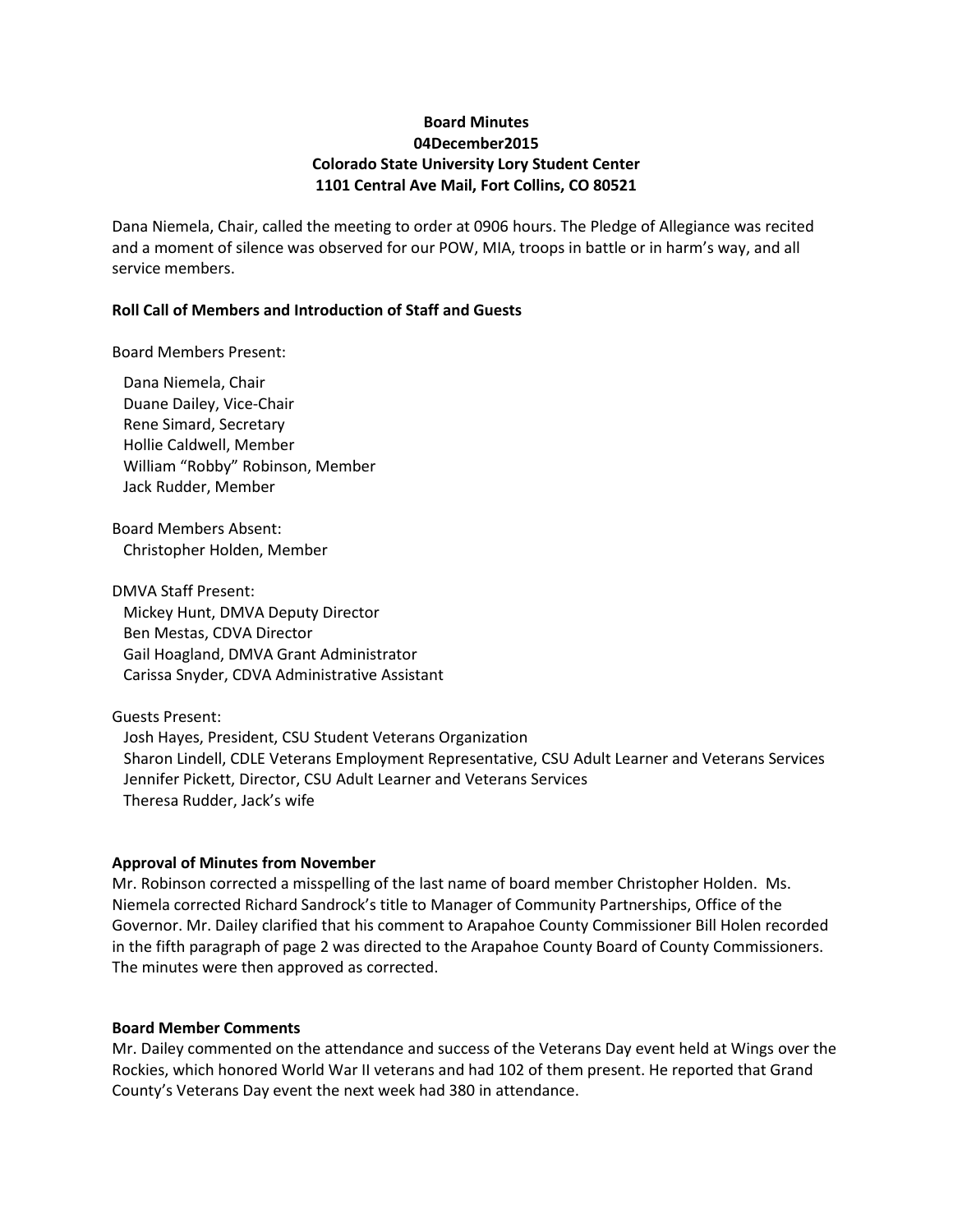**Board Minutes**
**04December2015**
**Colorado State University Lory Student Center**
**1101 Central Ave Mail, Fort Collins, CO 80521**

Dana Niemela, Chair, called the meeting to order at 0906 hours. The Pledge of Allegiance was recited and a moment of silence was observed for our POW, MIA, troops in battle or in harm's way, and all service members.

**Roll Call of Members and Introduction of Staff and Guests**

Board Members Present:

Dana Niemela, Chair
Duane Dailey, Vice-Chair
Rene Simard, Secretary
Hollie Caldwell, Member
William "Robby" Robinson, Member
Jack Rudder, Member

Board Members Absent:
Christopher Holden, Member

DMVA Staff Present:
Mickey Hunt, DMVA Deputy Director
Ben Mestas, CDVA Director
Gail Hoagland, DMVA Grant Administrator
Carissa Snyder, CDVA Administrative Assistant

Guests Present:
Josh Hayes, President, CSU Student Veterans Organization
Sharon Lindell, CDLE Veterans Employment Representative, CSU Adult Learner and Veterans Services
Jennifer Pickett, Director, CSU Adult Learner and Veterans Services
Theresa Rudder, Jack's wife

**Approval of Minutes from November**
Mr. Robinson corrected a misspelling of the last name of board member Christopher Holden. Ms. Niemela corrected Richard Sandrock's title to Manager of Community Partnerships, Office of the Governor. Mr. Dailey clarified that his comment to Arapahoe County Commissioner Bill Holen recorded in the fifth paragraph of page 2 was directed to the Arapahoe County Board of County Commissioners. The minutes were then approved as corrected.

**Board Member Comments**
Mr. Dailey commented on the attendance and success of the Veterans Day event held at Wings over the Rockies, which honored World War II veterans and had 102 of them present. He reported that Grand County's Veterans Day event the next week had 380 in attendance.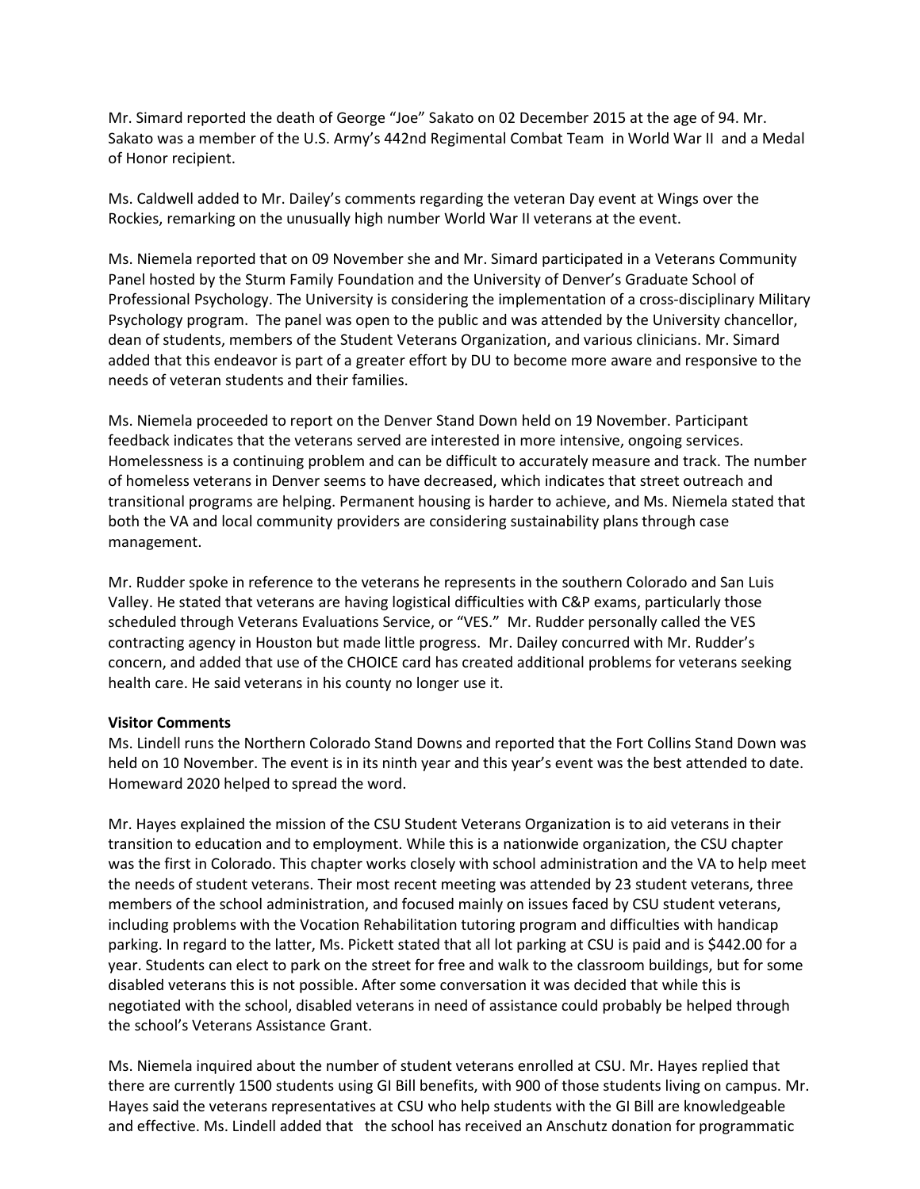Mr. Simard reported the death of George "Joe" Sakato on 02 December 2015 at the age of 94. Mr. Sakato was a member of the U.S. Army's 442nd Regimental Combat Team in World War II and a Medal of Honor recipient.

Ms. Caldwell added to Mr. Dailey's comments regarding the veteran Day event at Wings over the Rockies, remarking on the unusually high number World War II veterans at the event.

Ms. Niemela reported that on 09 November she and Mr. Simard participated in a Veterans Community Panel hosted by the Sturm Family Foundation and the University of Denver's Graduate School of Professional Psychology. The University is considering the implementation of a cross-disciplinary Military Psychology program. The panel was open to the public and was attended by the University chancellor, dean of students, members of the Student Veterans Organization, and various clinicians. Mr. Simard added that this endeavor is part of a greater effort by DU to become more aware and responsive to the needs of veteran students and their families.

Ms. Niemela proceeded to report on the Denver Stand Down held on 19 November. Participant feedback indicates that the veterans served are interested in more intensive, ongoing services. Homelessness is a continuing problem and can be difficult to accurately measure and track. The number of homeless veterans in Denver seems to have decreased, which indicates that street outreach and transitional programs are helping. Permanent housing is harder to achieve, and Ms. Niemela stated that both the VA and local community providers are considering sustainability plans through case management.

Mr. Rudder spoke in reference to the veterans he represents in the southern Colorado and San Luis Valley. He stated that veterans are having logistical difficulties with C&P exams, particularly those scheduled through Veterans Evaluations Service, or "VES." Mr. Rudder personally called the VES contracting agency in Houston but made little progress. Mr. Dailey concurred with Mr. Rudder's concern, and added that use of the CHOICE card has created additional problems for veterans seeking health care. He said veterans in his county no longer use it.

**Visitor Comments**

Ms. Lindell runs the Northern Colorado Stand Downs and reported that the Fort Collins Stand Down was held on 10 November. The event is in its ninth year and this year's event was the best attended to date. Homeward 2020 helped to spread the word.

Mr. Hayes explained the mission of the CSU Student Veterans Organization is to aid veterans in their transition to education and to employment. While this is a nationwide organization, the CSU chapter was the first in Colorado. This chapter works closely with school administration and the VA to help meet the needs of student veterans. Their most recent meeting was attended by 23 student veterans, three members of the school administration, and focused mainly on issues faced by CSU student veterans, including problems with the Vocation Rehabilitation tutoring program and difficulties with handicap parking. In regard to the latter, Ms. Pickett stated that all lot parking at CSU is paid and is $442.00 for a year. Students can elect to park on the street for free and walk to the classroom buildings, but for some disabled veterans this is not possible. After some conversation it was decided that while this is negotiated with the school, disabled veterans in need of assistance could probably be helped through the school's Veterans Assistance Grant.

Ms. Niemela inquired about the number of student veterans enrolled at CSU. Mr. Hayes replied that there are currently 1500 students using GI Bill benefits, with 900 of those students living on campus. Mr. Hayes said the veterans representatives at CSU who help students with the GI Bill are knowledgeable and effective. Ms. Lindell added that the school has received an Anschutz donation for programmatic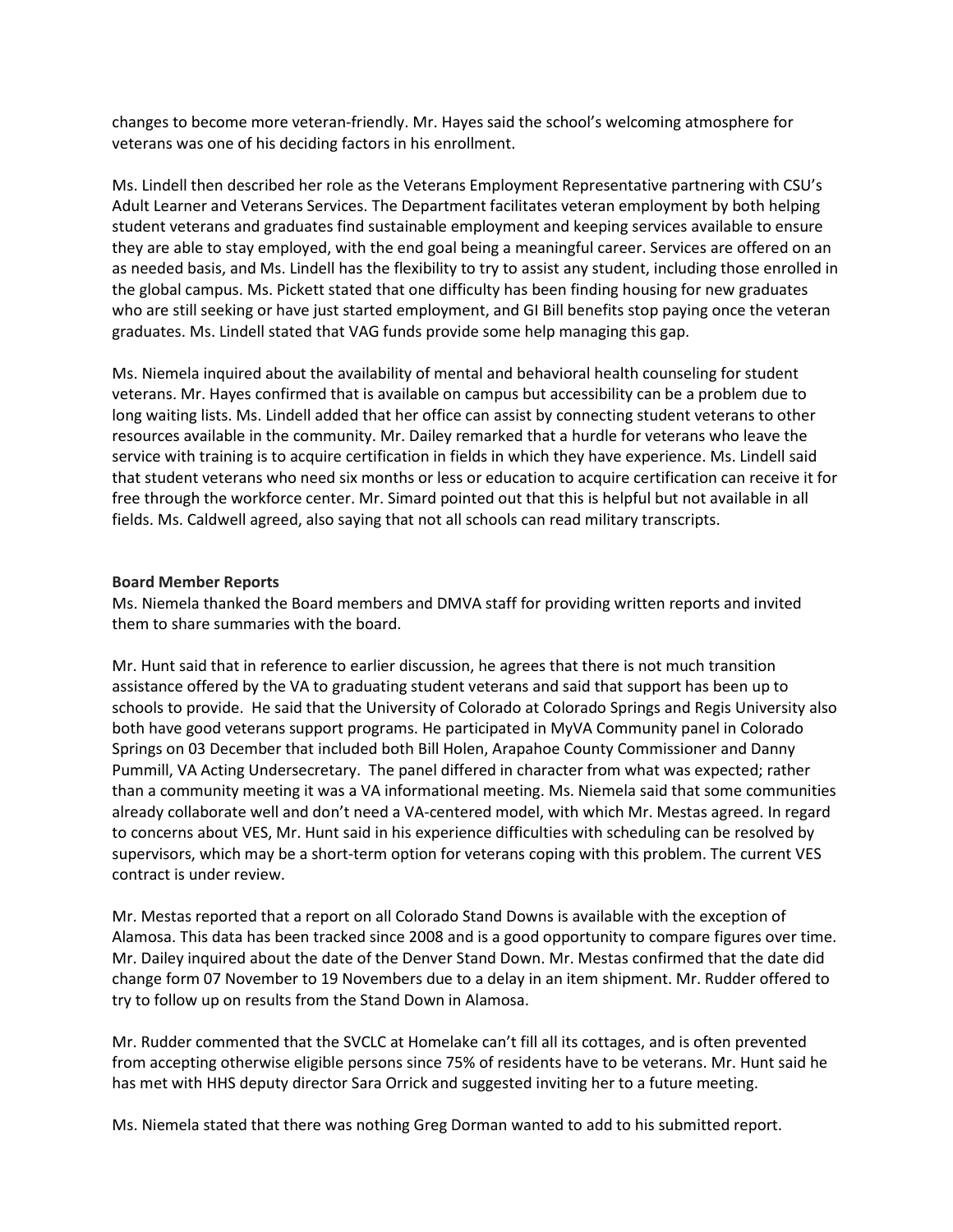changes to become more veteran-friendly. Mr. Hayes said the school's welcoming atmosphere for veterans was one of his deciding factors in his enrollment.

Ms. Lindell then described her role as the Veterans Employment Representative partnering with CSU's Adult Learner and Veterans Services. The Department facilitates veteran employment by both helping student veterans and graduates find sustainable employment and keeping services available to ensure they are able to stay employed, with the end goal being a meaningful career. Services are offered on an as needed basis, and Ms. Lindell has the flexibility to try to assist any student, including those enrolled in the global campus. Ms. Pickett stated that one difficulty has been finding housing for new graduates who are still seeking or have just started employment, and GI Bill benefits stop paying once the veteran graduates. Ms. Lindell stated that VAG funds provide some help managing this gap.

Ms. Niemela inquired about the availability of mental and behavioral health counseling for student veterans. Mr. Hayes confirmed that is available on campus but accessibility can be a problem due to long waiting lists. Ms. Lindell added that her office can assist by connecting student veterans to other resources available in the community. Mr. Dailey remarked that a hurdle for veterans who leave the service with training is to acquire certification in fields in which they have experience. Ms. Lindell said that student veterans who need six months or less or education to acquire certification can receive it for free through the workforce center. Mr. Simard pointed out that this is helpful but not available in all fields. Ms. Caldwell agreed, also saying that not all schools can read military transcripts.

**Board Member Reports**

Ms. Niemela thanked the Board members and DMVA staff for providing written reports and invited them to share summaries with the board.

Mr. Hunt said that in reference to earlier discussion, he agrees that there is not much transition assistance offered by the VA to graduating student veterans and said that support has been up to schools to provide. He said that the University of Colorado at Colorado Springs and Regis University also both have good veterans support programs. He participated in MyVA Community panel in Colorado Springs on 03 December that included both Bill Holen, Arapahoe County Commissioner and Danny Pummill, VA Acting Undersecretary. The panel differed in character from what was expected; rather than a community meeting it was a VA informational meeting. Ms. Niemela said that some communities already collaborate well and don't need a VA-centered model, with which Mr. Mestas agreed. In regard to concerns about VES, Mr. Hunt said in his experience difficulties with scheduling can be resolved by supervisors, which may be a short-term option for veterans coping with this problem. The current VES contract is under review.

Mr. Mestas reported that a report on all Colorado Stand Downs is available with the exception of Alamosa. This data has been tracked since 2008 and is a good opportunity to compare figures over time. Mr. Dailey inquired about the date of the Denver Stand Down. Mr. Mestas confirmed that the date did change form 07 November to 19 Novembers due to a delay in an item shipment. Mr. Rudder offered to try to follow up on results from the Stand Down in Alamosa.

Mr. Rudder commented that the SVCLC at Homelake can't fill all its cottages, and is often prevented from accepting otherwise eligible persons since 75% of residents have to be veterans. Mr. Hunt said he has met with HHS deputy director Sara Orrick and suggested inviting her to a future meeting.

Ms. Niemela stated that there was nothing Greg Dorman wanted to add to his submitted report.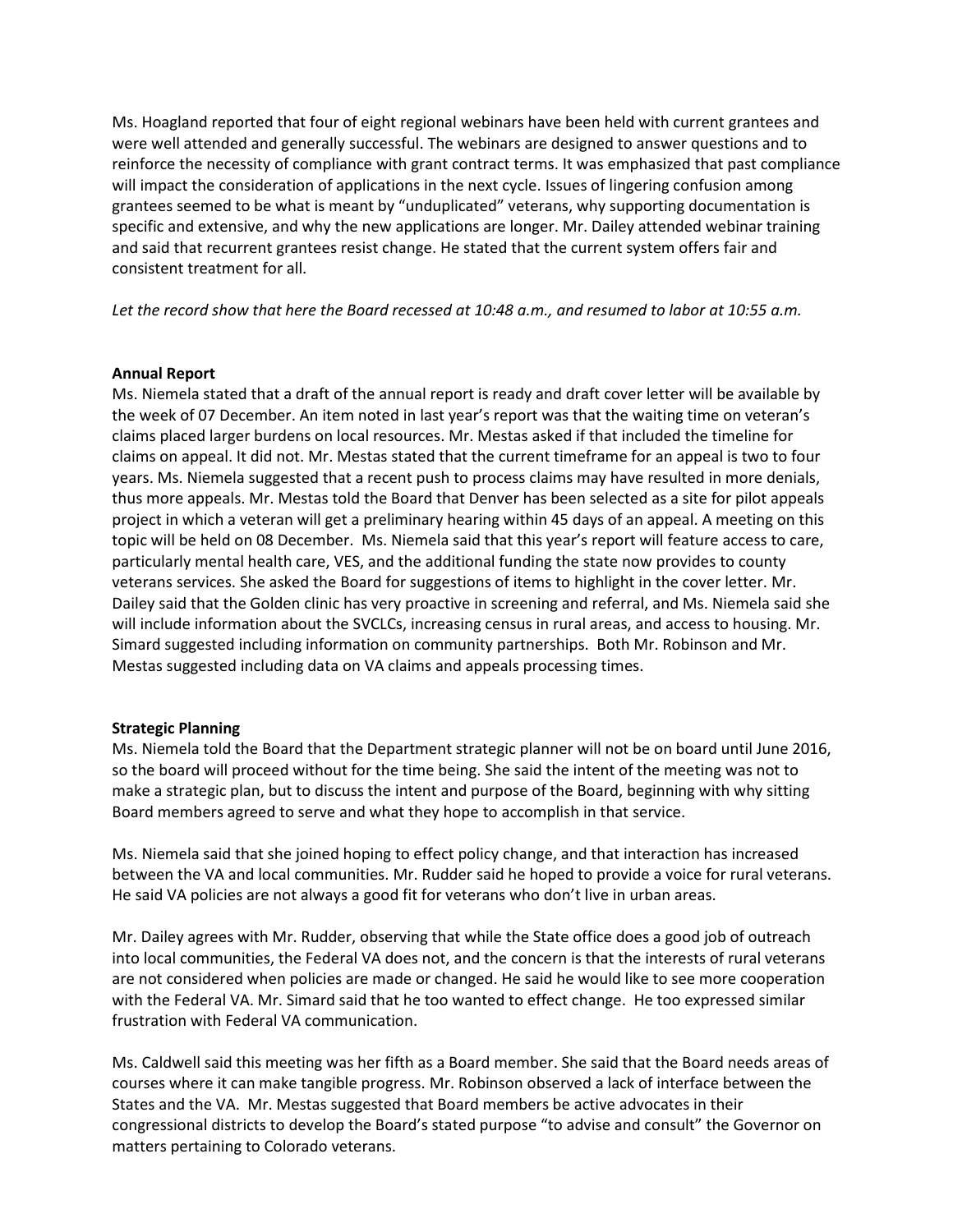Ms. Hoagland reported that four of eight regional webinars have been held with current grantees and were well attended and generally successful. The webinars are designed to answer questions and to reinforce the necessity of compliance with grant contract terms. It was emphasized that past compliance will impact the consideration of applications in the next cycle. Issues of lingering confusion among grantees seemed to be what is meant by "unduplicated" veterans, why supporting documentation is specific and extensive, and why the new applications are longer. Mr. Dailey attended webinar training and said that recurrent grantees resist change. He stated that the current system offers fair and consistent treatment for all.

*Let the record show that here the Board recessed at 10:48 a.m., and resumed to labor at 10:55 a.m.*

**Annual Report**

Ms. Niemela stated that a draft of the annual report is ready and draft cover letter will be available by the week of 07 December. An item noted in last year's report was that the waiting time on veteran's claims placed larger burdens on local resources. Mr. Mestas asked if that included the timeline for claims on appeal. It did not. Mr. Mestas stated that the current timeframe for an appeal is two to four years. Ms. Niemela suggested that a recent push to process claims may have resulted in more denials, thus more appeals. Mr. Mestas told the Board that Denver has been selected as a site for pilot appeals project in which a veteran will get a preliminary hearing within 45 days of an appeal. A meeting on this topic will be held on 08 December. Ms. Niemela said that this year's report will feature access to care, particularly mental health care, VES, and the additional funding the state now provides to county veterans services. She asked the Board for suggestions of items to highlight in the cover letter. Mr. Dailey said that the Golden clinic has very proactive in screening and referral, and Ms. Niemela said she will include information about the SVCLCs, increasing census in rural areas, and access to housing. Mr. Simard suggested including information on community partnerships. Both Mr. Robinson and Mr. Mestas suggested including data on VA claims and appeals processing times.

**Strategic Planning**

Ms. Niemela told the Board that the Department strategic planner will not be on board until June 2016, so the board will proceed without for the time being. She said the intent of the meeting was not to make a strategic plan, but to discuss the intent and purpose of the Board, beginning with why sitting Board members agreed to serve and what they hope to accomplish in that service.

Ms. Niemela said that she joined hoping to effect policy change, and that interaction has increased between the VA and local communities. Mr. Rudder said he hoped to provide a voice for rural veterans. He said VA policies are not always a good fit for veterans who don't live in urban areas.

Mr. Dailey agrees with Mr. Rudder, observing that while the State office does a good job of outreach into local communities, the Federal VA does not, and the concern is that the interests of rural veterans are not considered when policies are made or changed. He said he would like to see more cooperation with the Federal VA. Mr. Simard said that he too wanted to effect change. He too expressed similar frustration with Federal VA communication.

Ms. Caldwell said this meeting was her fifth as a Board member. She said that the Board needs areas of courses where it can make tangible progress. Mr. Robinson observed a lack of interface between the States and the VA. Mr. Mestas suggested that Board members be active advocates in their congressional districts to develop the Board's stated purpose "to advise and consult" the Governor on matters pertaining to Colorado veterans.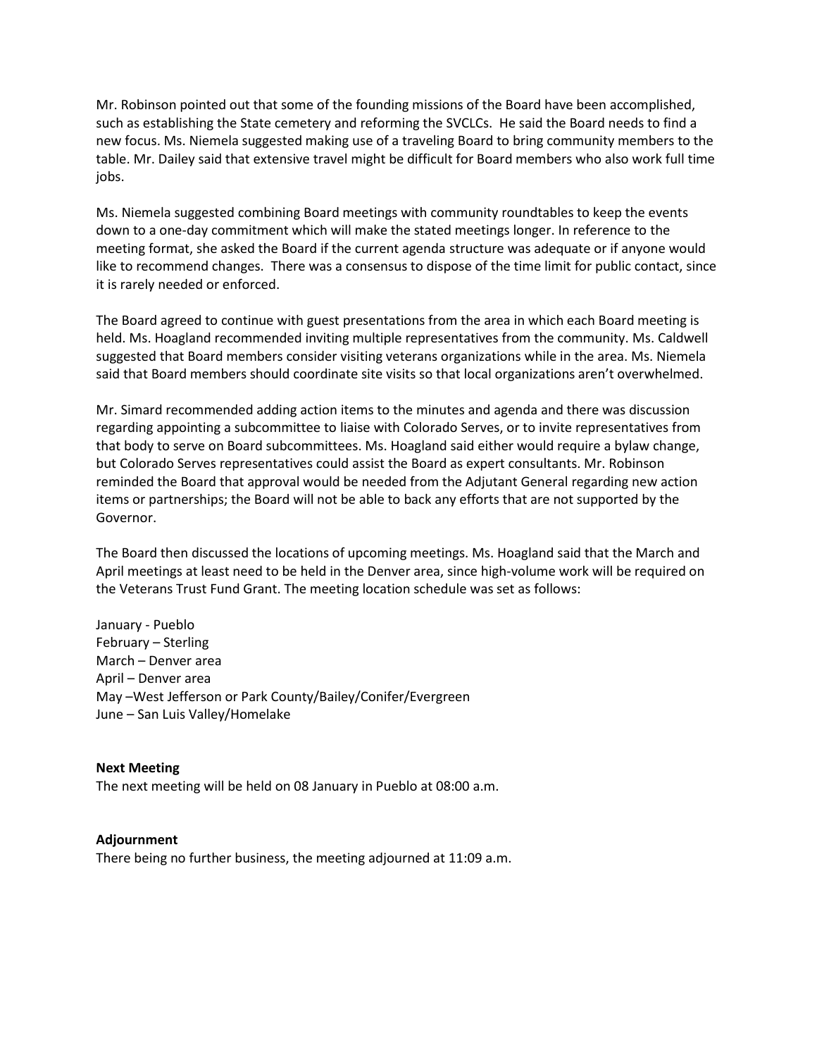Mr. Robinson pointed out that some of the founding missions of the Board have been accomplished, such as establishing the State cemetery and reforming the SVCLCs. He said the Board needs to find a new focus. Ms. Niemela suggested making use of a traveling Board to bring community members to the table. Mr. Dailey said that extensive travel might be difficult for Board members who also work full time jobs.

Ms. Niemela suggested combining Board meetings with community roundtables to keep the events down to a one-day commitment which will make the stated meetings longer. In reference to the meeting format, she asked the Board if the current agenda structure was adequate or if anyone would like to recommend changes. There was a consensus to dispose of the time limit for public contact, since it is rarely needed or enforced.

The Board agreed to continue with guest presentations from the area in which each Board meeting is held. Ms. Hoagland recommended inviting multiple representatives from the community. Ms. Caldwell suggested that Board members consider visiting veterans organizations while in the area. Ms. Niemela said that Board members should coordinate site visits so that local organizations aren't overwhelmed.

Mr. Simard recommended adding action items to the minutes and agenda and there was discussion regarding appointing a subcommittee to liaise with Colorado Serves, or to invite representatives from that body to serve on Board subcommittees. Ms. Hoagland said either would require a bylaw change, but Colorado Serves representatives could assist the Board as expert consultants. Mr. Robinson reminded the Board that approval would be needed from the Adjutant General regarding new action items or partnerships; the Board will not be able to back any efforts that are not supported by the Governor.

The Board then discussed the locations of upcoming meetings. Ms. Hoagland said that the March and April meetings at least need to be held in the Denver area, since high-volume work will be required on the Veterans Trust Fund Grant. The meeting location schedule was set as follows:

January - Pueblo
February – Sterling
March – Denver area
April – Denver area
May –West Jefferson or Park County/Bailey/Conifer/Evergreen
June – San Luis Valley/Homelake

**Next Meeting**
The next meeting will be held on 08 January in Pueblo at 08:00 a.m.

**Adjournment**
There being no further business, the meeting adjourned at 11:09 a.m.